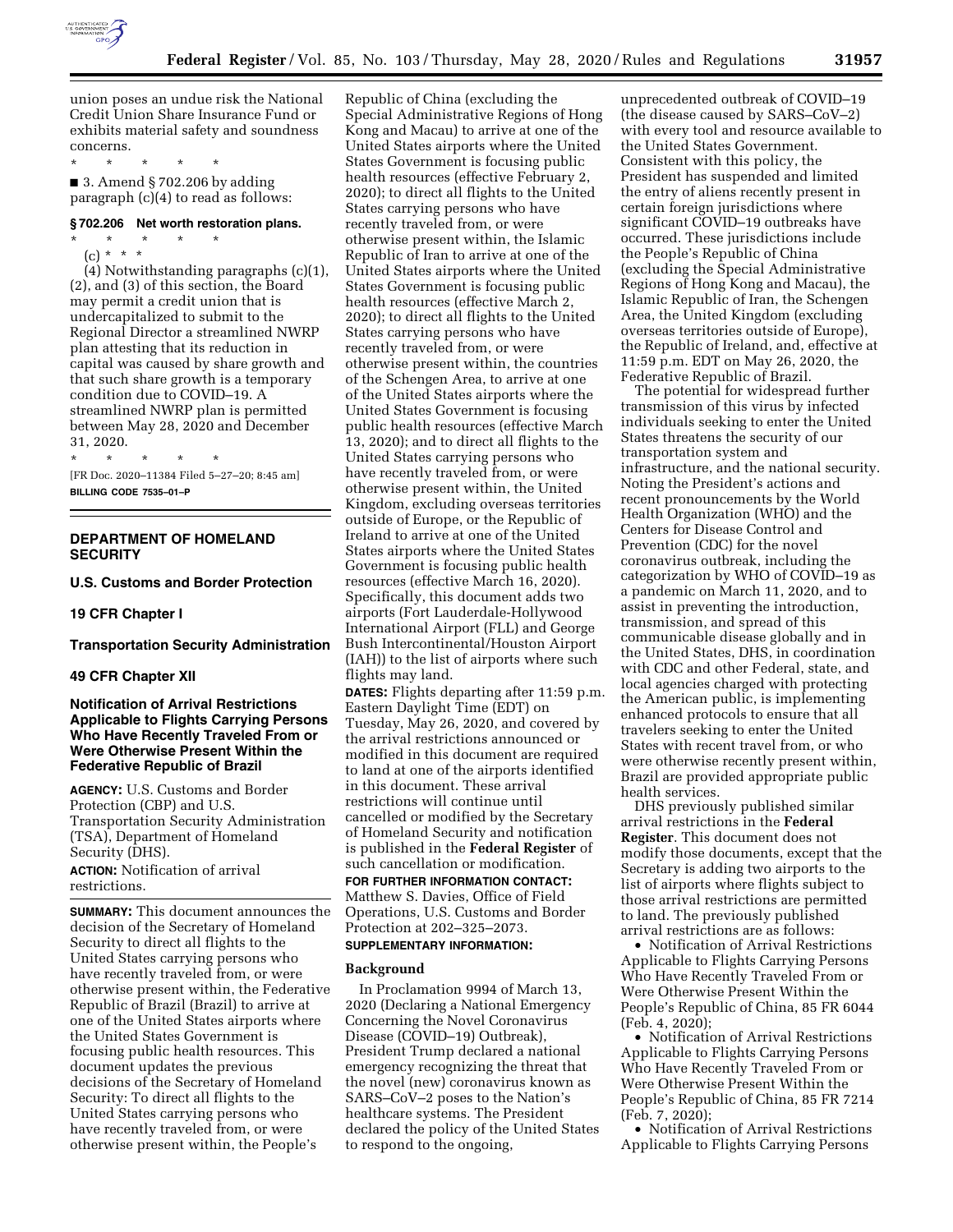union poses an undue risk the National Credit Union Share Insurance Fund or exhibits material safety and soundness concerns.

\* \* \* \* \*

■ 3. Amend § 702.206 by adding paragraph (c)(4) to read as follows:

### § 702.206 Net worth restoration plans.

\* \* \* \* \*

(c) \* \* \*

(4) Notwithstanding paragraphs (c)(1), (2), and (3) of this section, the Board may permit a credit union that is undercapitalized to submit to the Regional Director a streamlined NWRP plan attesting that its reduction in capital was caused by share growth and that such share growth is a temporary condition due to COVID–19. A streamlined NWRP plan is permitted between May 28, 2020 and December 31, 2020.

\* \* \* \* \*

[FR Doc. 2020–11384 Filed 5–27–20; 8:45 am]

**BILLING CODE 7535–01–P**

---

## DEPARTMENT OF HOMELAND SECURITY

### U.S. Customs and Border Protection

### 19 CFR Chapter I

### Transportation Security Administration

### 49 CFR Chapter XII

### Notification of Arrival Restrictions Applicable to Flights Carrying Persons Who Have Recently Traveled From or Were Otherwise Present Within the Federative Republic of Brazil

**AGENCY:** U.S. Customs and Border Protection (CBP) and U.S. Transportation Security Administration (TSA), Department of Homeland Security (DHS).

**ACTION:** Notification of arrival restrictions.

**SUMMARY:** This document announces the decision of the Secretary of Homeland Security to direct all flights to the United States carrying persons who have recently traveled from, or were otherwise present within, the Federative Republic of Brazil (Brazil) to arrive at one of the United States airports where the United States Government is focusing public health resources. This document updates the previous decisions of the Secretary of Homeland Security: To direct all flights to the United States carrying persons who have recently traveled from, or were otherwise present within, the People's Republic of China (excluding the Special Administrative Regions of Hong Kong and Macau) to arrive at one of the United States airports where the United States Government is focusing public health resources (effective February 2, 2020); to direct all flights to the United States carrying persons who have recently traveled from, or were otherwise present within, the Islamic Republic of Iran to arrive at one of the United States airports where the United States Government is focusing public health resources (effective March 2, 2020); to direct all flights to the United States carrying persons who have recently traveled from, or were otherwise present within, the countries of the Schengen Area, to arrive at one of the United States airports where the United States Government is focusing public health resources (effective March 13, 2020); and to direct all flights to the United States carrying persons who have recently traveled from, or were otherwise present within, the United Kingdom, excluding overseas territories outside of Europe, or the Republic of Ireland to arrive at one of the United States airports where the United States Government is focusing public health resources (effective March 16, 2020). Specifically, this document adds two airports (Fort Lauderdale-Hollywood International Airport (FLL) and George Bush Intercontinental/Houston Airport (IAH)) to the list of airports where such flights may land.

**DATES:** Flights departing after 11:59 p.m. Eastern Daylight Time (EDT) on Tuesday, May 26, 2020, and covered by the arrival restrictions announced or modified in this document are required to land at one of the airports identified in this document. These arrival restrictions will continue until cancelled or modified by the Secretary of Homeland Security and notification is published in the **Federal Register** of such cancellation or modification.

**FOR FURTHER INFORMATION CONTACT:** Matthew S. Davies, Office of Field Operations, U.S. Customs and Border Protection at 202–325–2073.

**SUPPLEMENTARY INFORMATION:**

#### Background

In Proclamation 9994 of March 13, 2020 (Declaring a National Emergency Concerning the Novel Coronavirus Disease (COVID–19) Outbreak), President Trump declared a national emergency recognizing the threat that the novel (new) coronavirus known as SARS–CoV–2 poses to the Nation's healthcare systems. The President declared the policy of the United States to respond to the ongoing, unprecedented outbreak of COVID–19 (the disease caused by SARS–CoV–2) with every tool and resource available to the United States Government. Consistent with this policy, the President has suspended and limited the entry of aliens recently present in certain foreign jurisdictions where significant COVID–19 outbreaks have occurred. These jurisdictions include the People's Republic of China (excluding the Special Administrative Regions of Hong Kong and Macau), the Islamic Republic of Iran, the Schengen Area, the United Kingdom (excluding overseas territories outside of Europe), the Republic of Ireland, and, effective at 11:59 p.m. EDT on May 26, 2020, the Federative Republic of Brazil.

The potential for widespread further transmission of this virus by infected individuals seeking to enter the United States threatens the security of our transportation system and infrastructure, and the national security. Noting the President's actions and recent pronouncements by the World Health Organization (WHO) and the Centers for Disease Control and Prevention (CDC) for the novel coronavirus outbreak, including the categorization by WHO of COVID–19 as a pandemic on March 11, 2020, and to assist in preventing the introduction, transmission, and spread of this communicable disease globally and in the United States, DHS, in coordination with CDC and other Federal, state, and local agencies charged with protecting the American public, is implementing enhanced protocols to ensure that all travelers seeking to enter the United States with recent travel from, or who were otherwise recently present within, Brazil are provided appropriate public health services.

DHS previously published similar arrival restrictions in the **Federal Register**. This document does not modify those documents, except that the Secretary is adding two airports to the list of airports where flights subject to those arrival restrictions are permitted to land. The previously published arrival restrictions are as follows:

- Notification of Arrival Restrictions Applicable to Flights Carrying Persons Who Have Recently Traveled From or Were Otherwise Present Within the People's Republic of China, 85 FR 6044 (Feb. 4, 2020);
- Notification of Arrival Restrictions Applicable to Flights Carrying Persons Who Have Recently Traveled From or Were Otherwise Present Within the People's Republic of China, 85 FR 7214 (Feb. 7, 2020);
- Notification of Arrival Restrictions Applicable to Flights Carrying Persons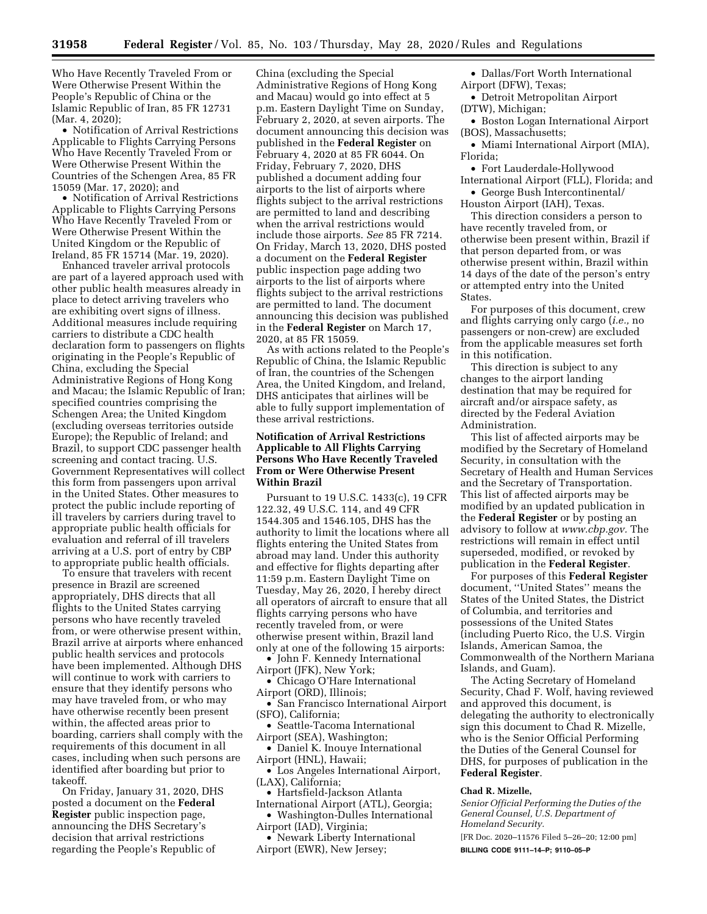Who Have Recently Traveled From or Were Otherwise Present Within the People's Republic of China or the Islamic Republic of Iran, 85 FR 12731 (Mar. 4, 2020);

- Notification of Arrival Restrictions Applicable to Flights Carrying Persons Who Have Recently Traveled From or Were Otherwise Present Within the Countries of the Schengen Area, 85 FR 15059 (Mar. 17, 2020); and
- Notification of Arrival Restrictions Applicable to Flights Carrying Persons Who Have Recently Traveled From or Were Otherwise Present Within the United Kingdom or the Republic of Ireland, 85 FR 15714 (Mar. 19, 2020).

Enhanced traveler arrival protocols are part of a layered approach used with other public health measures already in place to detect arriving travelers who are exhibiting overt signs of illness. Additional measures include requiring carriers to distribute a CDC health declaration form to passengers on flights originating in the People's Republic of China, excluding the Special Administrative Regions of Hong Kong and Macau; the Islamic Republic of Iran; specified countries comprising the Schengen Area; the United Kingdom (excluding overseas territories outside Europe); the Republic of Ireland; and Brazil, to support CDC passenger health screening and contact tracing. U.S. Government Representatives will collect this form from passengers upon arrival in the United States. Other measures to protect the public include reporting of ill travelers by carriers during travel to appropriate public health officials for evaluation and referral of ill travelers arriving at a U.S. port of entry by CBP to appropriate public health officials.

To ensure that travelers with recent presence in Brazil are screened appropriately, DHS directs that all flights to the United States carrying persons who have recently traveled from, or were otherwise present within, Brazil arrive at airports where enhanced public health services and protocols have been implemented. Although DHS will continue to work with carriers to ensure that they identify persons who may have traveled from, or who may have otherwise recently been present within, the affected areas prior to boarding, carriers shall comply with the requirements of this document in all cases, including when such persons are identified after boarding but prior to takeoff.

On Friday, January 31, 2020, DHS posted a document on the **Federal Register** public inspection page, announcing the DHS Secretary's decision that arrival restrictions regarding the People's Republic of China (excluding the Special Administrative Regions of Hong Kong and Macau) would go into effect at 5 p.m. Eastern Daylight Time on Sunday, February 2, 2020, at seven airports. The document announcing this decision was published in the **Federal Register** on February 4, 2020 at 85 FR 6044. On Friday, February 7, 2020, DHS published a document adding four airports to the list of airports where flights subject to the arrival restrictions are permitted to land and describing when the arrival restrictions would include those airports. *See* 85 FR 7214. On Friday, March 13, 2020, DHS posted a document on the **Federal Register** public inspection page adding two airports to the list of airports where flights subject to the arrival restrictions are permitted to land. The document announcing this decision was published in the **Federal Register** on March 17, 2020, at 85 FR 15059.

As with actions related to the People's Republic of China, the Islamic Republic of Iran, the countries of the Schengen Area, the United Kingdom, and Ireland, DHS anticipates that airlines will be able to fully support implementation of these arrival restrictions.

### Notification of Arrival Restrictions Applicable to All Flights Carrying Persons Who Have Recently Traveled From or Were Otherwise Present Within Brazil

Pursuant to 19 U.S.C. 1433(c), 19 CFR 122.32, 49 U.S.C. 114, and 49 CFR 1544.305 and 1546.105, DHS has the authority to limit the locations where all flights entering the United States from abroad may land. Under this authority and effective for flights departing after 11:59 p.m. Eastern Daylight Time on Tuesday, May 26, 2020, I hereby direct all operators of aircraft to ensure that all flights carrying persons who have recently traveled from, or were otherwise present within, Brazil land only at one of the following 15 airports:

- John F. Kennedy International Airport (JFK), New York;
- Chicago O'Hare International Airport (ORD), Illinois;
- San Francisco International Airport (SFO), California;
- Seattle-Tacoma International Airport (SEA), Washington;
- Daniel K. Inouye International Airport (HNL), Hawaii;
- Los Angeles International Airport, (LAX), California;
- Hartsfield-Jackson Atlanta International Airport (ATL), Georgia;
- Washington-Dulles International Airport (IAD), Virginia;
- Newark Liberty International Airport (EWR), New Jersey;
- Dallas/Fort Worth International Airport (DFW), Texas;
- Detroit Metropolitan Airport (DTW), Michigan;
- Boston Logan International Airport (BOS), Massachusetts;
- Miami International Airport (MIA), Florida;
- Fort Lauderdale-Hollywood International Airport (FLL), Florida; and
- George Bush Intercontinental/Houston Airport (IAH), Texas.

This direction considers a person to have recently traveled from, or otherwise been present within, Brazil if that person departed from, or was otherwise present within, Brazil within 14 days of the date of the person's entry or attempted entry into the United States.

For purposes of this document, crew and flights carrying only cargo (*i.e.,* no passengers or non-crew) are excluded from the applicable measures set forth in this notification.

This direction is subject to any changes to the airport landing destination that may be required for aircraft and/or airspace safety, as directed by the Federal Aviation Administration.

This list of affected airports may be modified by the Secretary of Homeland Security, in consultation with the Secretary of Health and Human Services and the Secretary of Transportation. This list of affected airports may be modified by an updated publication in the **Federal Register** or by posting an advisory to follow at *www.cbp.gov.* The restrictions will remain in effect until superseded, modified, or revoked by publication in the **Federal Register**.

For purposes of this **Federal Register** document, "United States" means the States of the United States, the District of Columbia, and territories and possessions of the United States (including Puerto Rico, the U.S. Virgin Islands, American Samoa, the Commonwealth of the Northern Mariana Islands, and Guam).

The Acting Secretary of Homeland Security, Chad F. Wolf, having reviewed and approved this document, is delegating the authority to electronically sign this document to Chad R. Mizelle, who is the Senior Official Performing the Duties of the General Counsel for DHS, for purposes of publication in the **Federal Register**.

**Chad R. Mizelle,**

*Senior Official Performing the Duties of the General Counsel, U.S. Department of Homeland Security.*

[FR Doc. 2020–11576 Filed 5–26–20; 12:00 pm]

**BILLING CODE 9111–14–P; 9110–05–P**